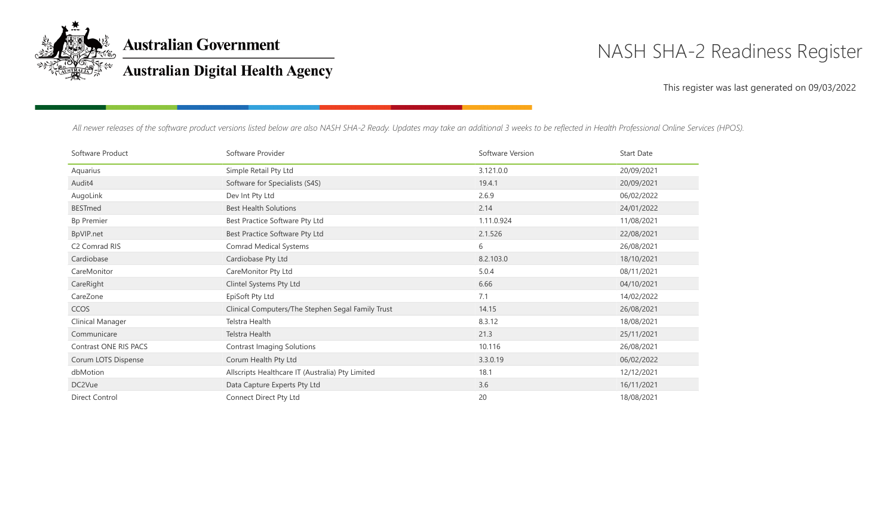Australian Government

Australian Digital Health Agency

# NASH SHA-2 Readiness Register

This register was last generated on 09/03/2022

*All newer releases of the software product versions listed below are also NASH SHA-2 Ready. Updates may take an additional 3 weeks to be reflected in Health Professional Online Services (HPOS).*

| Software Product | Software Provider | Software Version | Start Date |
|---|---|---|---|
| Aquarius | Simple Retail Pty Ltd | 3.121.0.0 | 20/09/2021 |
| Audit4 | Software for Specialists (S4S) | 19.4.1 | 20/09/2021 |
| AugoLink | Dev Int Pty Ltd | 2.6.9 | 06/02/2022 |
| BESTmed | Best Health Solutions | 2.14 | 24/01/2022 |
| Bp Premier | Best Practice Software Pty Ltd | 1.11.0.924 | 11/08/2021 |
| BpVIP.net | Best Practice Software Pty Ltd | 2.1.526 | 22/08/2021 |
| C2 Comrad RIS | Comrad Medical Systems | 6 | 26/08/2021 |
| Cardiobase | Cardiobase Pty Ltd | 8.2.103.0 | 18/10/2021 |
| CareMonitor | CareMonitor Pty Ltd | 5.0.4 | 08/11/2021 |
| CareRight | Clintel Systems Pty Ltd | 6.66 | 04/10/2021 |
| CareZone | EpiSoft Pty Ltd | 7.1 | 14/02/2022 |
| CCOS | Clinical Computers/The Stephen Segal Family Trust | 14.15 | 26/08/2021 |
| Clinical Manager | Telstra Health | 8.3.12 | 18/08/2021 |
| Communicare | Telstra Health | 21.3 | 25/11/2021 |
| Contrast ONE RIS PACS | Contrast Imaging Solutions | 10.116 | 26/08/2021 |
| Corum LOTS Dispense | Corum Health Pty Ltd | 3.3.0.19 | 06/02/2022 |
| dbMotion | Allscripts Healthcare IT (Australia) Pty Limited | 18.1 | 12/12/2021 |
| DC2Vue | Data Capture Experts Pty Ltd | 3.6 | 16/11/2021 |
| Direct Control | Connect Direct Pty Ltd | 20 | 18/08/2021 |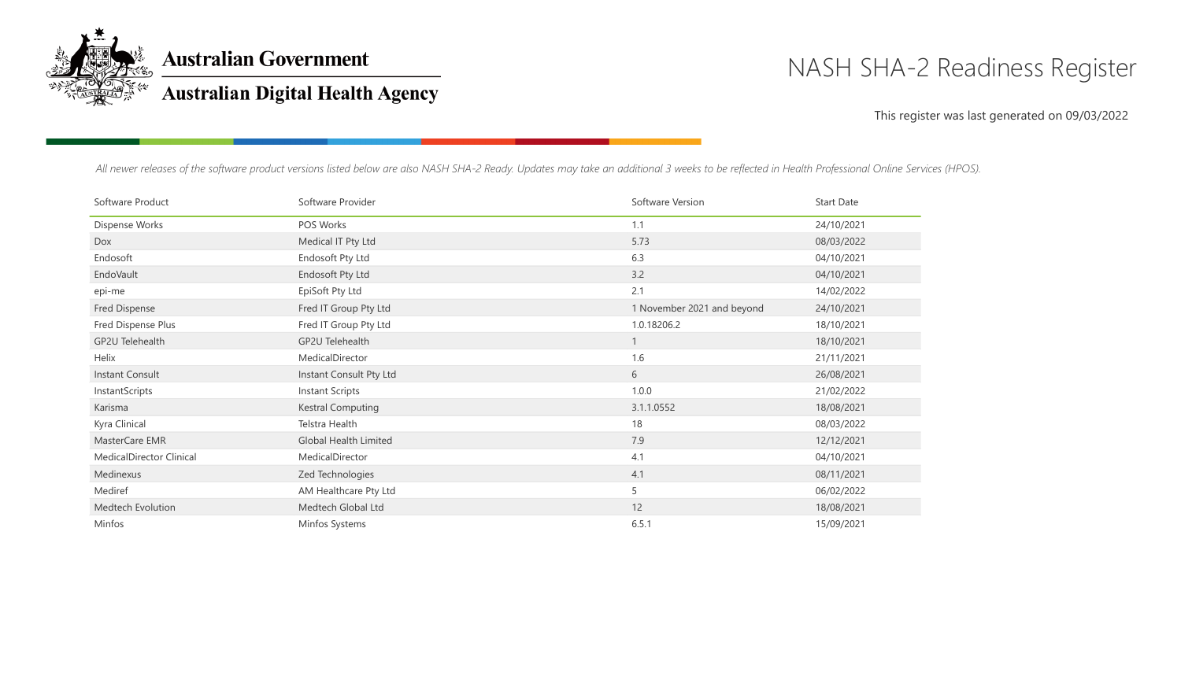Australian Government

Australian Digital Health Agency

# NASH SHA-2 Readiness Register

This register was last generated on 09/03/2022

*All newer releases of the software product versions listed below are also NASH SHA-2 Ready. Updates may take an additional 3 weeks to be reflected in Health Professional Online Services (HPOS).*

| Software Product | Software Provider | Software Version | Start Date |
|---|---|---|---|
| Dispense Works | POS Works | 1.1 | 24/10/2021 |
| Dox | Medical IT Pty Ltd | 5.73 | 08/03/2022 |
| Endosoft | Endosoft Pty Ltd | 6.3 | 04/10/2021 |
| EndoVault | Endosoft Pty Ltd | 3.2 | 04/10/2021 |
| epi-me | EpiSoft Pty Ltd | 2.1 | 14/02/2022 |
| Fred Dispense | Fred IT Group Pty Ltd | 1 November 2021 and beyond | 24/10/2021 |
| Fred Dispense Plus | Fred IT Group Pty Ltd | 1.0.18206.2 | 18/10/2021 |
| GP2U Telehealth | GP2U Telehealth | 1 | 18/10/2021 |
| Helix | MedicalDirector | 1.6 | 21/11/2021 |
| Instant Consult | Instant Consult Pty Ltd | 6 | 26/08/2021 |
| InstantScripts | Instant Scripts | 1.0.0 | 21/02/2022 |
| Karisma | Kestral Computing | 3.1.1.0552 | 18/08/2021 |
| Kyra Clinical | Telstra Health | 18 | 08/03/2022 |
| MasterCare EMR | Global Health Limited | 7.9 | 12/12/2021 |
| MedicalDirector Clinical | MedicalDirector | 4.1 | 04/10/2021 |
| Medinexus | Zed Technologies | 4.1 | 08/11/2021 |
| Mediref | AM Healthcare Pty Ltd | 5 | 06/02/2022 |
| Medtech Evolution | Medtech Global Ltd | 12 | 18/08/2021 |
| Minfos | Minfos Systems | 6.5.1 | 15/09/2021 |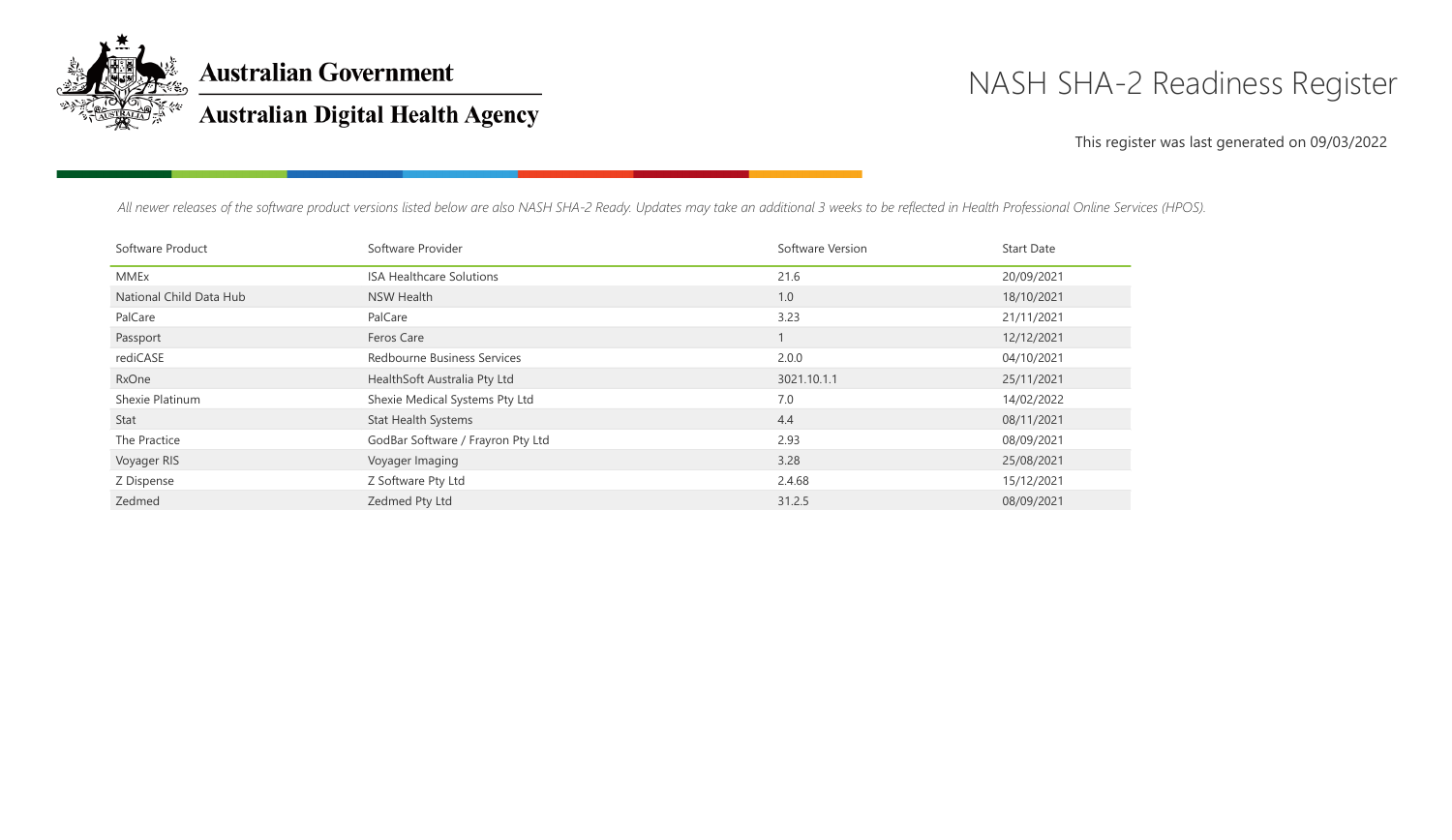Australian Government

Australian Digital Health Agency

# NASH SHA-2 Readiness Register

This register was last generated on 09/03/2022

*All newer releases of the software product versions listed below are also NASH SHA-2 Ready. Updates may take an additional 3 weeks to be reflected in Health Professional Online Services (HPOS).*

| Software Product | Software Provider | Software Version | Start Date |
| --- | --- | --- | --- |
| MMEx | ISA Healthcare Solutions | 21.6 | 20/09/2021 |
| National Child Data Hub | NSW Health | 1.0 | 18/10/2021 |
| PalCare | PalCare | 3.23 | 21/11/2021 |
| Passport | Feros Care | 1 | 12/12/2021 |
| rediCASE | Redbourne Business Services | 2.0.0 | 04/10/2021 |
| RxOne | HealthSoft Australia Pty Ltd | 3021.10.1.1 | 25/11/2021 |
| Shexie Platinum | Shexie Medical Systems Pty Ltd | 7.0 | 14/02/2022 |
| Stat | Stat Health Systems | 4.4 | 08/11/2021 |
| The Practice | GodBar Software / Frayron Pty Ltd | 2.93 | 08/09/2021 |
| Voyager RIS | Voyager Imaging | 3.28 | 25/08/2021 |
| Z Dispense | Z Software Pty Ltd | 2.4.68 | 15/12/2021 |
| Zedmed | Zedmed Pty Ltd | 31.2.5 | 08/09/2021 |